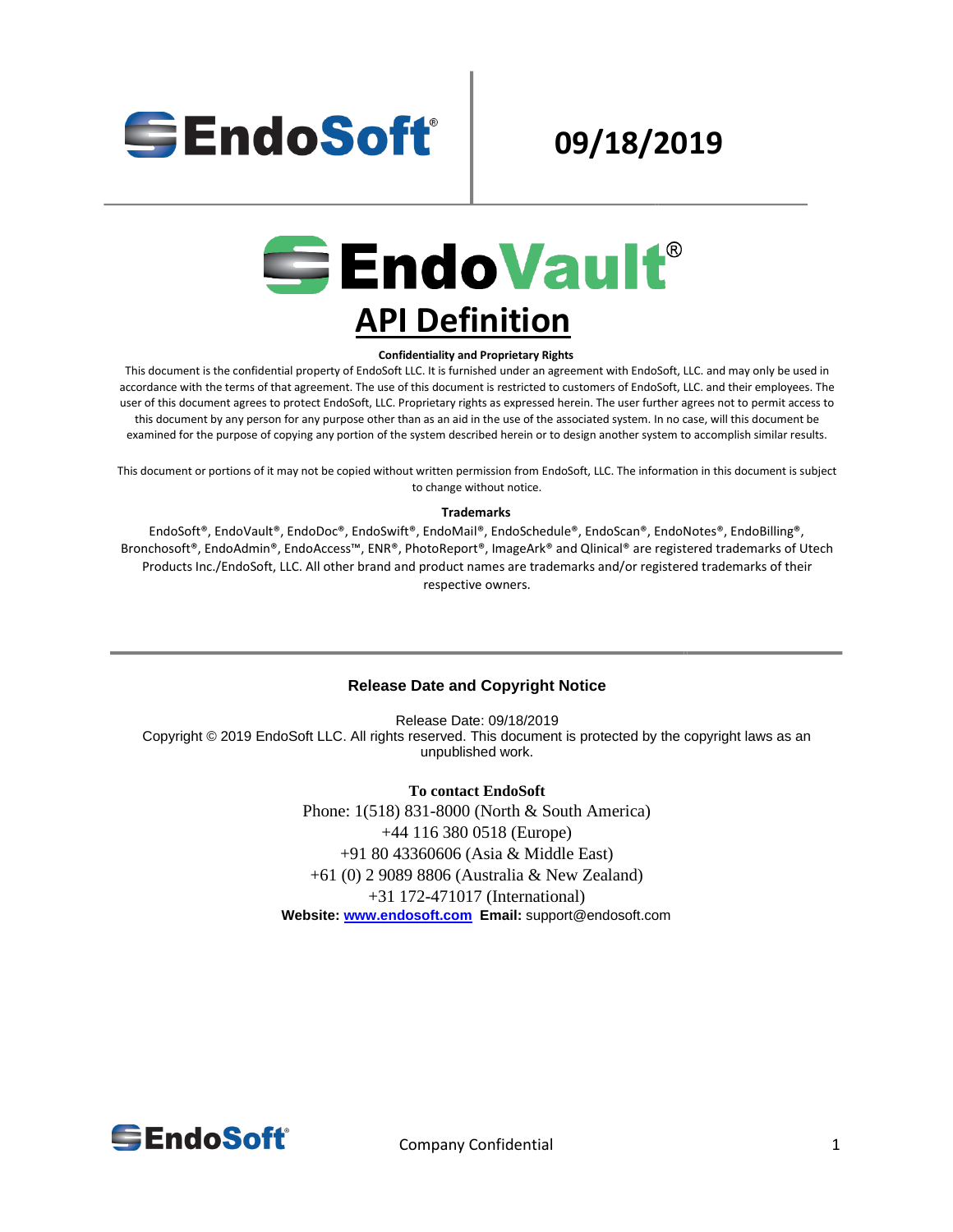EndoSoft®

09/18/2019

# EndoVault®

# API Definition

**Confidentiality and Proprietary Rights**

This document is the confidential property of EndoSoft LLC. It is furnished under an agreement with EndoSoft, LLC. and may only be used in accordance with the terms of that agreement. The use of this document is restricted to customers of EndoSoft, LLC. and their employees. The user of this document agrees to protect EndoSoft, LLC. Proprietary rights as expressed herein. The user further agrees not to permit access to this document by any person for any purpose other than as an aid in the use of the associated system. In no case, will this document be examined for the purpose of copying any portion of the system described herein or to design another system to accomplish similar results.

This document or portions of it may not be copied without written permission from EndoSoft, LLC. The information in this document is subject to change without notice.

**Trademarks**

EndoSoft®, EndoVault®, EndoDoc®, EndoSwift®, EndoMail®, EndoSchedule®, EndoScan®, EndoNotes®, EndoBilling®, Bronchosoft®, EndoAdmin®, EndoAccess™, ENR®, PhotoReport®, ImageArk® and Qlinical® are registered trademarks of Utech Products Inc./EndoSoft, LLC. All other brand and product names are trademarks and/or registered trademarks of their respective owners.

---

**Release Date and Copyright Notice**

Release Date: 09/18/2019
Copyright © 2019 EndoSoft LLC. All rights reserved. This document is protected by the copyright laws as an unpublished work.

**To contact EndoSoft**

Phone: 1(518) 831-8000 (North & South America)
+44 116 380 0518 (Europe)
+91 80 43360606 (Asia & Middle East)
+61 (0) 2 9089 8806 (Australia & New Zealand)
+31 172-471017 (International)

**Website:** [www.endosoft.com](http://www.endosoft.com) **Email:** support@endosoft.com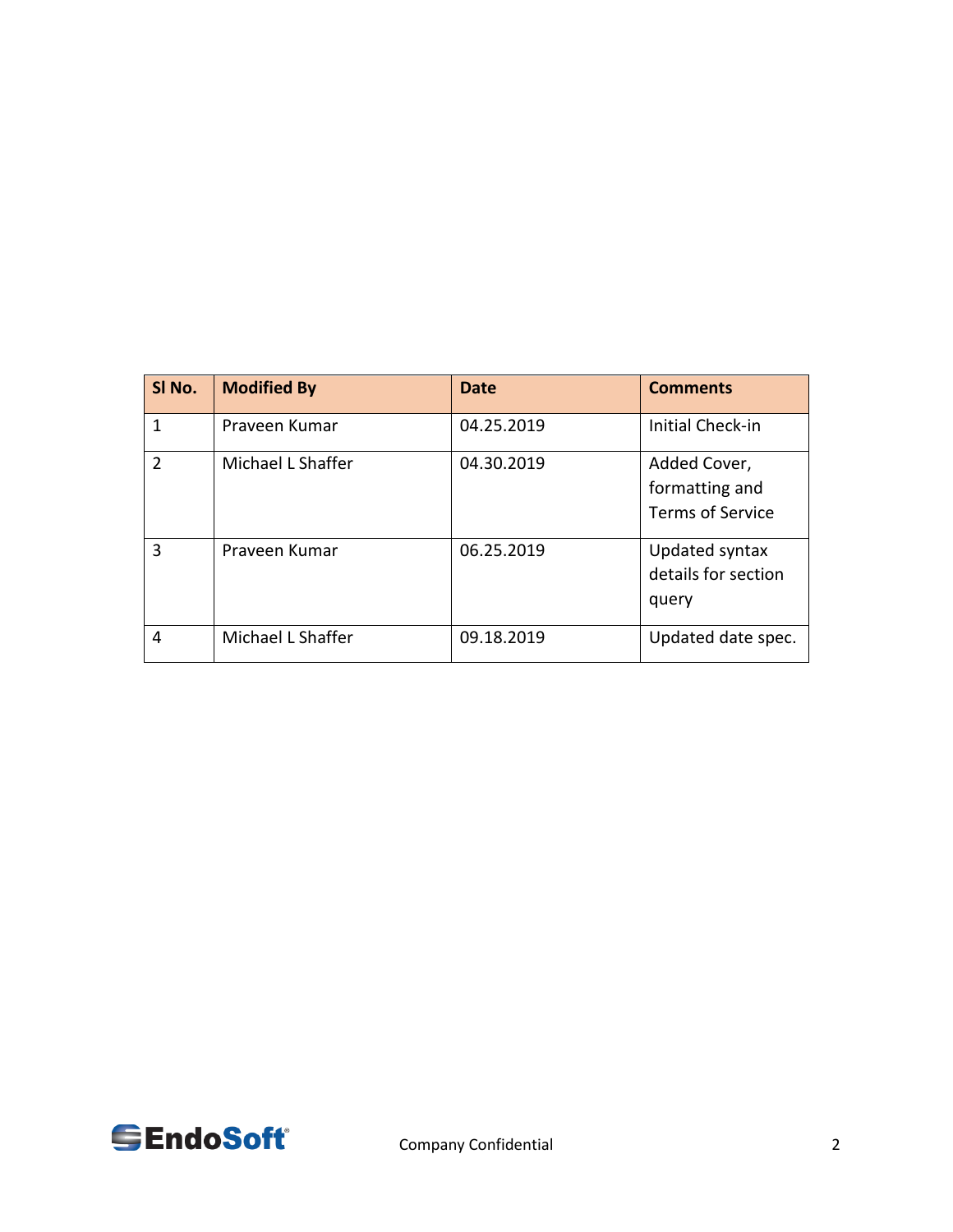| Sl No. | Modified By | Date | Comments |
| --- | --- | --- | --- |
| 1 | Praveen Kumar | 04.25.2019 | Initial Check-in |
| 2 | Michael L Shaffer | 04.30.2019 | Added Cover, formatting and Terms of Service |
| 3 | Praveen Kumar | 06.25.2019 | Updated syntax details for section query |
| 4 | Michael L Shaffer | 09.18.2019 | Updated date spec. |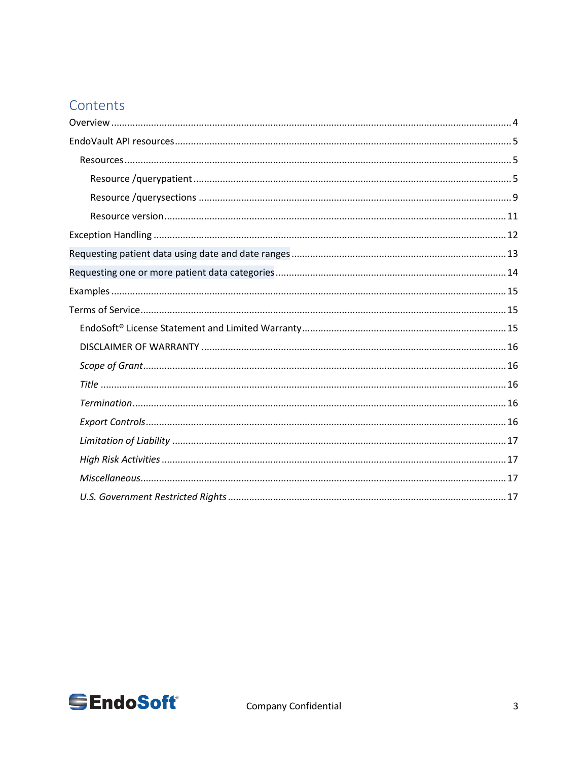# Contents

Overview ..... 4

EndoVault API resources ..... 5

- Resources ..... 5
  - Resource /querypatient ..... 5
  - Resource /querysections ..... 9
  - Resource version ..... 11

Exception Handling ..... 12

Requesting patient data using date and date ranges ..... 13

Requesting one or more patient data categories ..... 14

Examples ..... 15

Terms of Service ..... 15

- EndoSoft® License Statement and Limited Warranty ..... 15
- DISCLAIMER OF WARRANTY ..... 16
- *Scope of Grant* ..... 16
- *Title* ..... 16
- *Termination* ..... 16
- *Export Controls* ..... 16
- *Limitation of Liability* ..... 17
- *High Risk Activities* ..... 17
- *Miscellaneous* ..... 17
- *U.S. Government Restricted Rights* ..... 17

Company Confidential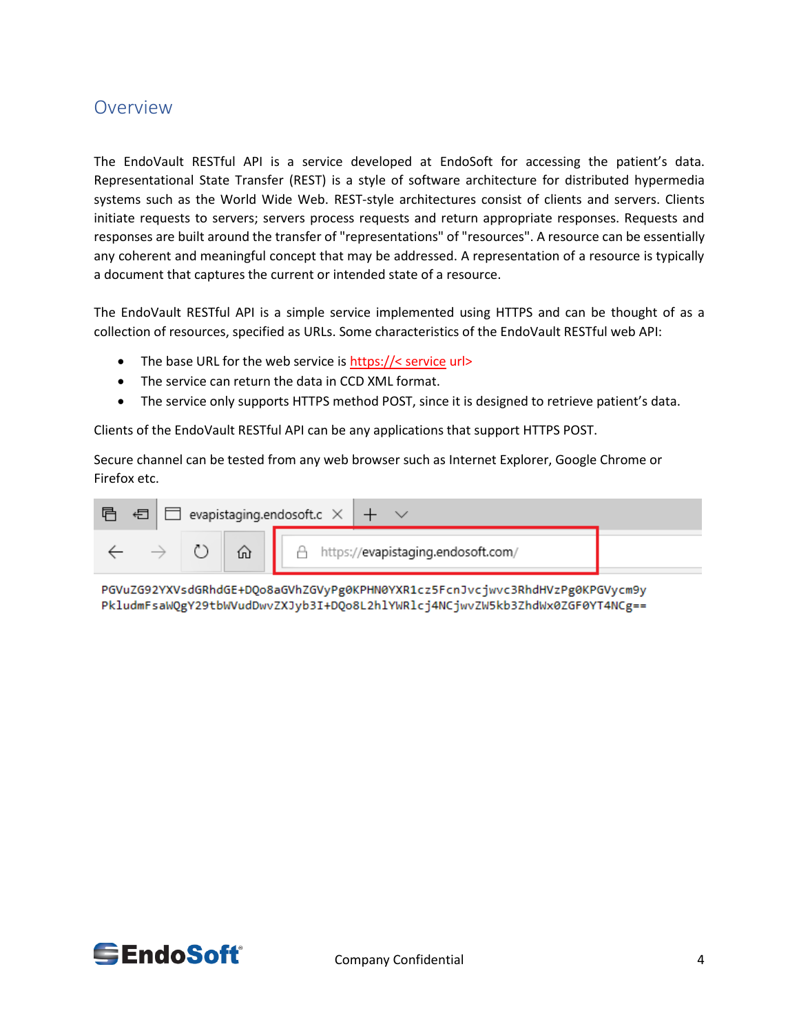## Overview

The EndoVault RESTful API is a service developed at EndoSoft for accessing the patient's data. Representational State Transfer (REST) is a style of software architecture for distributed hypermedia systems such as the World Wide Web. REST-style architectures consist of clients and servers. Clients initiate requests to servers; servers process requests and return appropriate responses. Requests and responses are built around the transfer of "representations" of "resources". A resource can be essentially any coherent and meaningful concept that may be addressed. A representation of a resource is typically a document that captures the current or intended state of a resource.

The EndoVault RESTful API is a simple service implemented using HTTPS and can be thought of as a collection of resources, specified as URLs. Some characteristics of the EndoVault RESTful web API:

- The base URL for the web service is https://< service url>
- The service can return the data in CCD XML format.
- The service only supports HTTPS method POST, since it is designed to retrieve patient's data.

Clients of the EndoVault RESTful API can be any applications that support HTTPS POST.

Secure channel can be tested from any web browser such as Internet Explorer, Google Chrome or Firefox etc.

evapistaging.endosoft.c

https://evapistaging.endosoft.com/

```
PGVuZG92YXVsdGRhdGE+DQo8aGVhZGVyPg0KPHN0YXR1cz5FcnJvcjwvc3RhdHVzPg0KPGVycm9y
PkludmFsaWQgY29tbWVudDwvZXJyb3I+DQo8L2hlYWRlcj4NCjwvZW5kb3ZhdWx0ZGF0YT4NCg==
```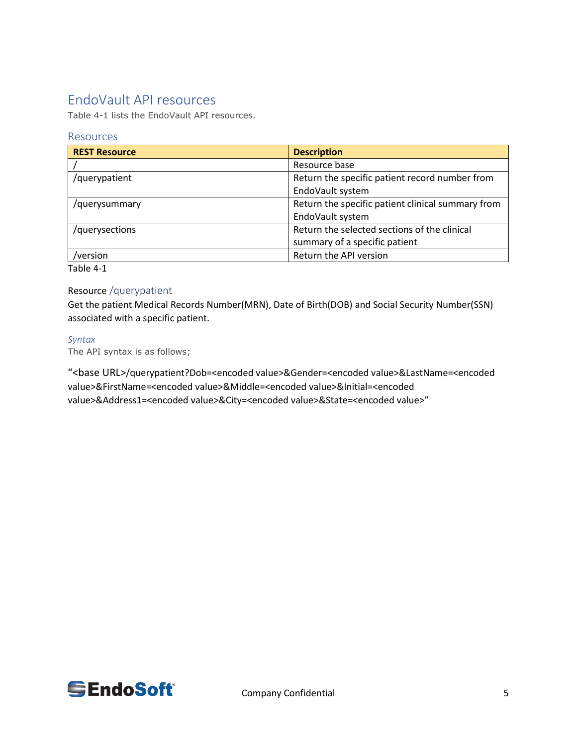## EndoVault API resources

Table 4-1 lists the EndoVault API resources.

### Resources

| REST Resource | Description |
|---|---|
| / | Resource base |
| /querypatient | Return the specific patient record number from EndoVault system |
| /querysummary | Return the specific patient clinical summary from EndoVault system |
| /querysections | Return the selected sections of the clinical summary of a specific patient |
| /version | Return the API version |

Table 4-1

#### Resource /querypatient

Get the patient Medical Records Number(MRN), Date of Birth(DOB) and Social Security Number(SSN) associated with a specific patient.

*Syntax*

The API syntax is as follows;

"<base URL>/querypatient?Dob=<encoded value>&Gender=<encoded value>&LastName=<encoded value>&FirstName=<encoded value>&Middle=<encoded value>&Initial=<encoded value>&Address1=<encoded value>&City=<encoded value>&State=<encoded value>"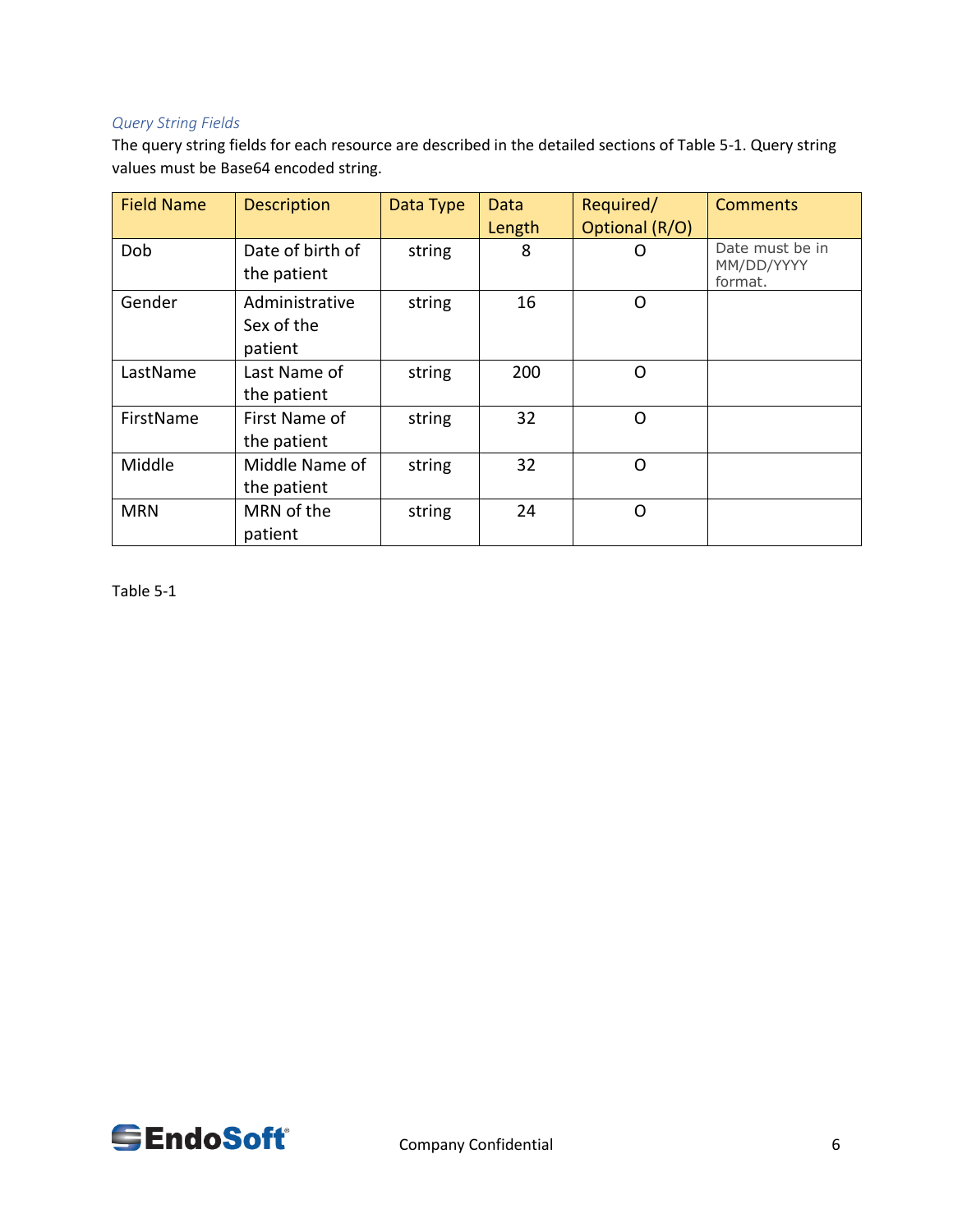*Query String Fields*

The query string fields for each resource are described in the detailed sections of Table 5-1. Query string values must be Base64 encoded string.

| Field Name | Description | Data Type | Data Length | Required/ Optional (R/O) | Comments |
|---|---|---|---|---|---|
| Dob | Date of birth of the patient | string | 8 | O | Date must be in MM/DD/YYYY format. |
| Gender | Administrative Sex of the patient | string | 16 | O | |
| LastName | Last Name of the patient | string | 200 | O | |
| FirstName | First Name of the patient | string | 32 | O | |
| Middle | Middle Name of the patient | string | 32 | O | |
| MRN | MRN of the patient | string | 24 | O | |

Table 5-1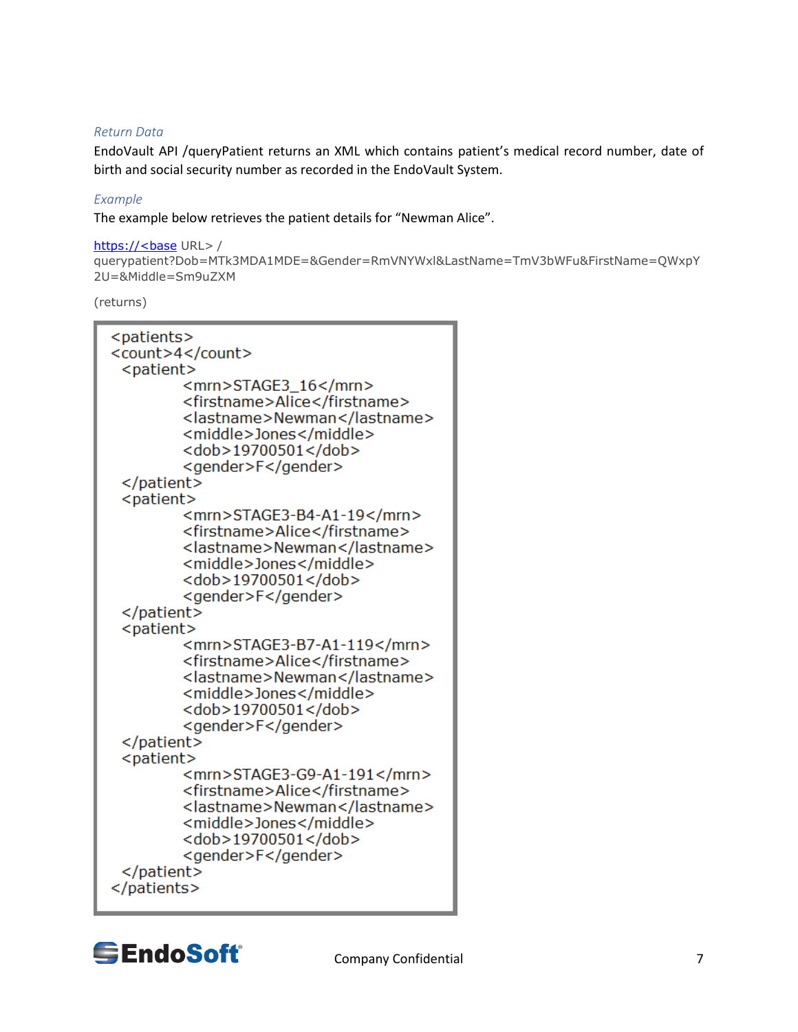### *Return Data*

EndoVault API /queryPatient returns an XML which contains patient's medical record number, date of birth and social security number as recorded in the EndoVault System.

### *Example*

The example below retrieves the patient details for "Newman Alice".

https://<base URL> / querypatient?Dob=MTk3MDA1MDE=&Gender=RmVNYWxl&LastName=TmV3bWFu&FirstName=QWxpY2U=&Middle=Sm9uZXM

(returns)

```
<patients>
<count>4</count>
  <patient>
        <mrn>STAGE3_16</mrn>
        <firstname>Alice</firstname>
        <lastname>Newman</lastname>
        <middle>Jones</middle>
        <dob>19700501</dob>
        <gender>F</gender>
  </patient>
  <patient>
        <mrn>STAGE3-B4-A1-19</mrn>
        <firstname>Alice</firstname>
        <lastname>Newman</lastname>
        <middle>Jones</middle>
        <dob>19700501</dob>
        <gender>F</gender>
  </patient>
  <patient>
        <mrn>STAGE3-B7-A1-119</mrn>
        <firstname>Alice</firstname>
        <lastname>Newman</lastname>
        <middle>Jones</middle>
        <dob>19700501</dob>
        <gender>F</gender>
  </patient>
  <patient>
        <mrn>STAGE3-G9-A1-191</mrn>
        <firstname>Alice</firstname>
        <lastname>Newman</lastname>
        <middle>Jones</middle>
        <dob>19700501</dob>
        <gender>F</gender>
  </patient>
</patients>
```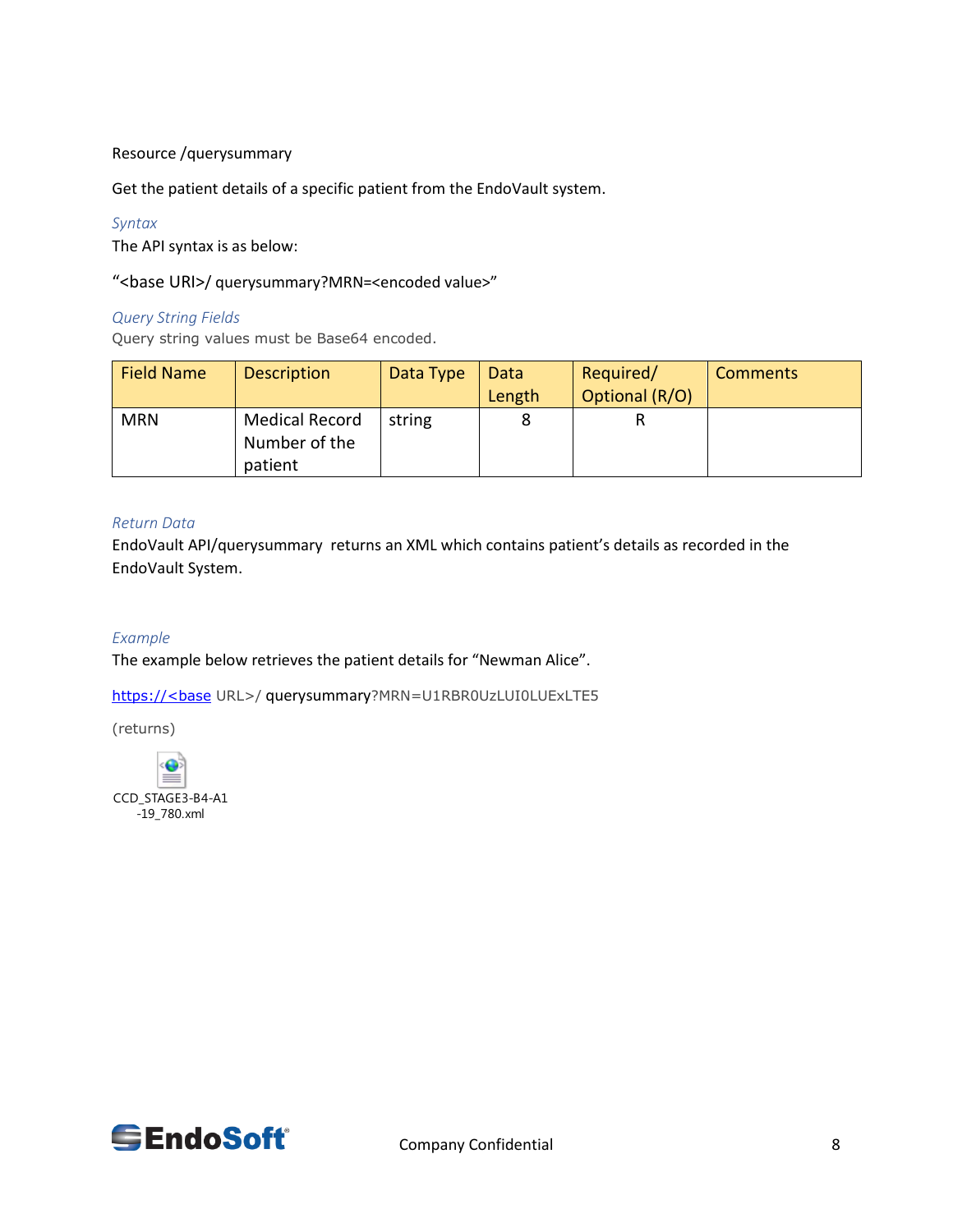Resource /querysummary

Get the patient details of a specific patient from the EndoVault system.

*Syntax*

The API syntax is as below:

"<base URI>/ querysummary?MRN=<encoded value>"

*Query String Fields*

Query string values must be Base64 encoded.

| Field Name | Description | Data Type | Data Length | Required/ Optional (R/O) | Comments |
|---|---|---|---|---|---|
| MRN | Medical Record Number of the patient | string | 8 | R | |

*Return Data*

EndoVault API/querysummary returns an XML which contains patient's details as recorded in the EndoVault System.

*Example*

The example below retrieves the patient details for "Newman Alice".

https://<base URL>/ querysummary?MRN=U1RBR0UzLUI0LUExLTE5

(returns)

CCD_STAGE3-B4-A1-19_780.xml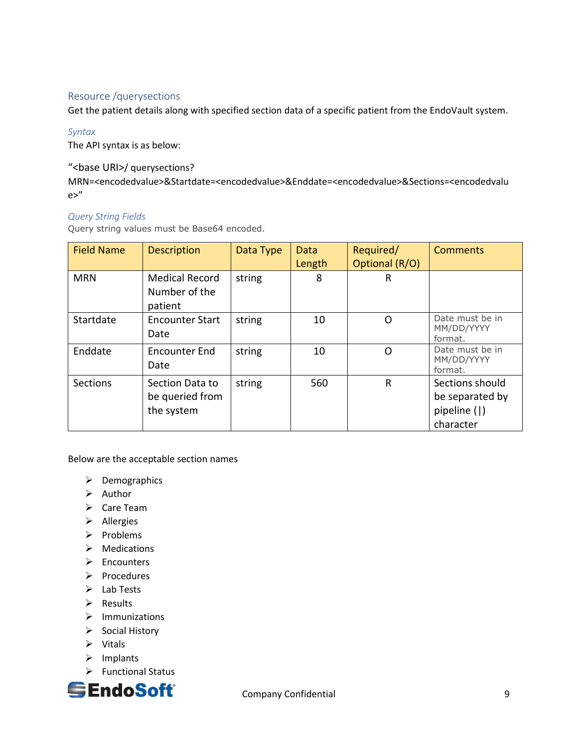## Resource /querysections

Get the patient details along with specified section data of a specific patient from the EndoVault system.

### *Syntax*

The API syntax is as below:

"<base URI>/ querysections?MRN=<encodedvalue>&Startdate=<encodedvalue>&Enddate=<encodedvalue>&Sections=<encodedvalue>"

### *Query String Fields*

Query string values must be Base64 encoded.

| Field Name | Description | Data Type | Data Length | Required/ Optional (R/O) | Comments |
|---|---|---|---|---|---|
| MRN | Medical Record Number of the patient | string | 8 | R | |
| Startdate | Encounter Start Date | string | 10 | O | Date must be in MM/DD/YYYY format. |
| Enddate | Encounter End Date | string | 10 | O | Date must be in MM/DD/YYYY format. |
| Sections | Section Data to be queried from the system | string | 560 | R | Sections should be separated by pipeline (\|) character |

Below are the acceptable section names

- Demographics
- Author
- Care Team
- Allergies
- Problems
- Medications
- Encounters
- Procedures
- Lab Tests
- Results
- Immunizations
- Social History
- Vitals
- Implants
- Functional Status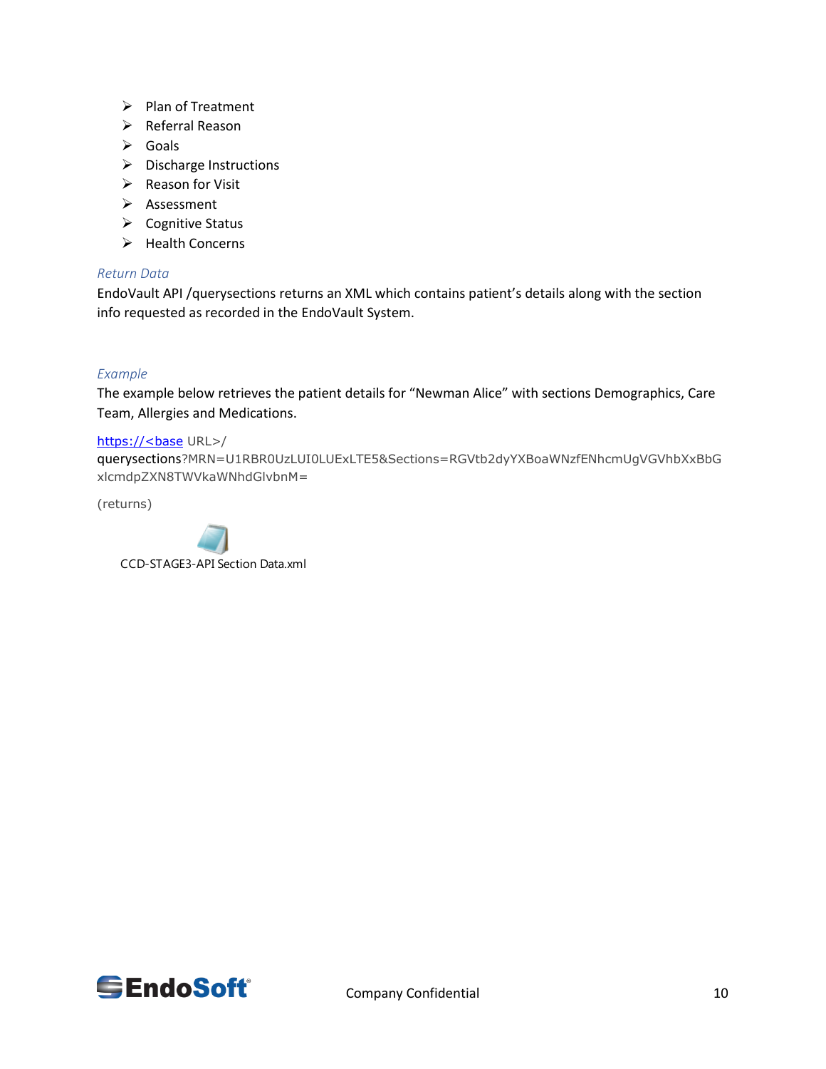- Plan of Treatment
- Referral Reason
- Goals
- Discharge Instructions
- Reason for Visit
- Assessment
- Cognitive Status
- Health Concerns

*Return Data*

EndoVault API /querysections returns an XML which contains patient's details along with the section info requested as recorded in the EndoVault System.

*Example*

The example below retrieves the patient details for "Newman Alice" with sections Demographics, Care Team, Allergies and Medications.

https://<base URL>/
querysections?MRN=U1RBR0UzLUI0LUExLTE5&Sections=RGVtb2dyYXBoaWNzfENhcmUgVGVhbXxBbGxlcmdpZXN8TWVkaWNhdGlvbnM=

(returns)

CCD-STAGE3-API Section Data.xml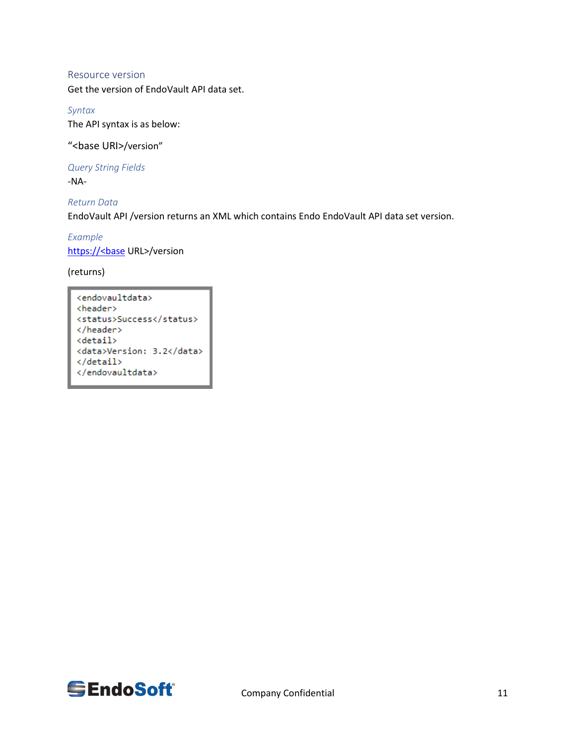## Resource version

Get the version of EndoVault API data set.

### *Syntax*

The API syntax is as below:

“<base URI>/version”

### *Query String Fields*

-NA-

### *Return Data*

EndoVault API /version returns an XML which contains Endo EndoVault API data set version.

### *Example*

https://<base URL>/version

(returns)

```
<endovaultdata>
<header>
<status>Success</status>
</header>
<detail>
<data>Version: 3.2</data>
</detail>
</endovaultdata>
```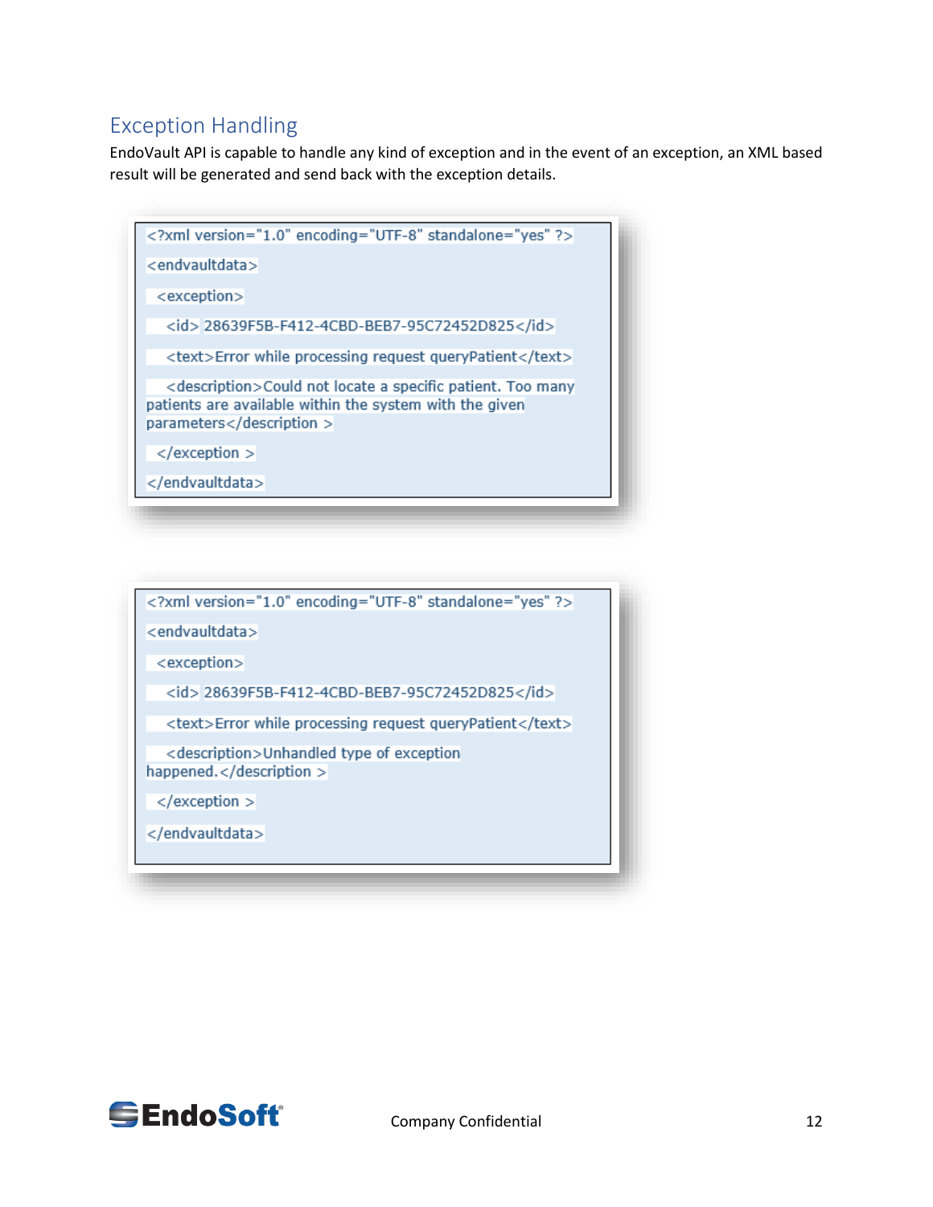## Exception Handling

EndoVault API is capable to handle any kind of exception and in the event of an exception, an XML based result will be generated and send back with the exception details.

```
<?xml version="1.0" encoding="UTF-8" standalone="yes" ?>
<endvaultdata>
 <exception>
  <id> 28639F5B-F412-4CBD-BEB7-95C72452D825</id>
  <text>Error while processing request queryPatient</text>
  <description>Could not locate a specific patient. Too many patients are available within the system with the given parameters</description >
 </exception >
</endvaultdata>
```

```
<?xml version="1.0" encoding="UTF-8" standalone="yes" ?>
<endvaultdata>
 <exception>
  <id> 28639F5B-F412-4CBD-BEB7-95C72452D825</id>
  <text>Error while processing request queryPatient</text>
  <description>Unhandled type of exception happened.</description >
 </exception >
</endvaultdata>
```

EndoSoft® Company Confidential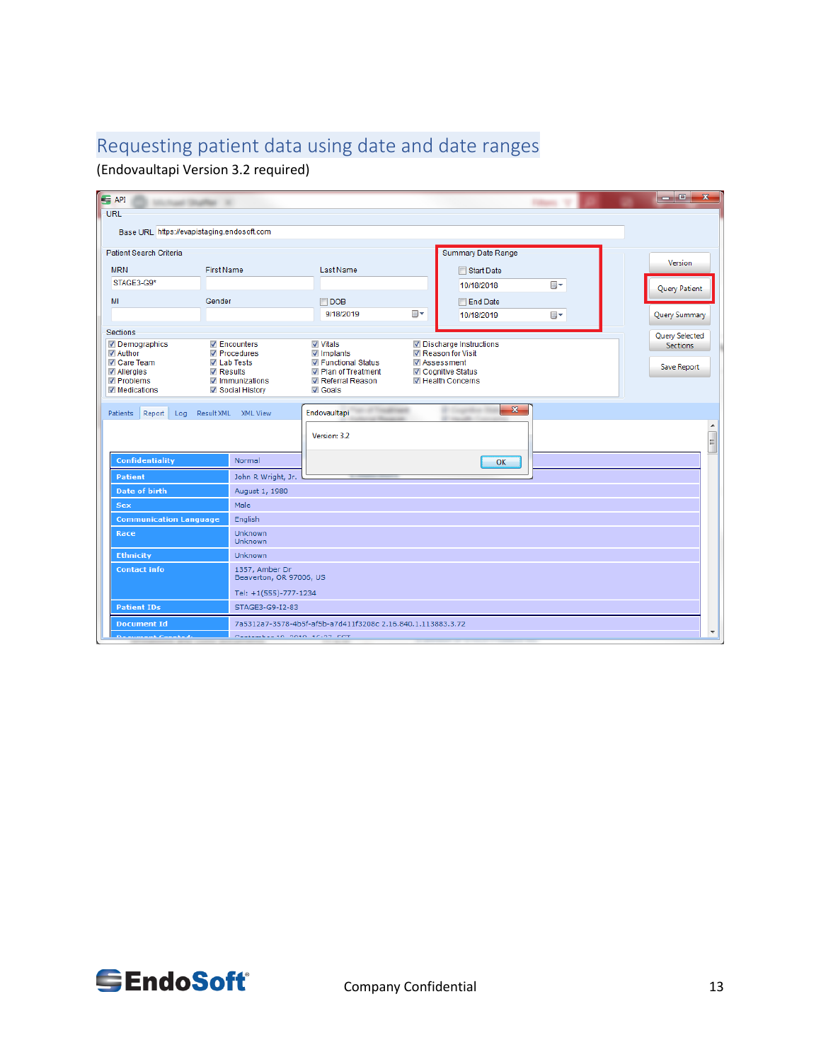# Requesting patient data using date and date ranges

(Endovaultapi Version 3.2 required)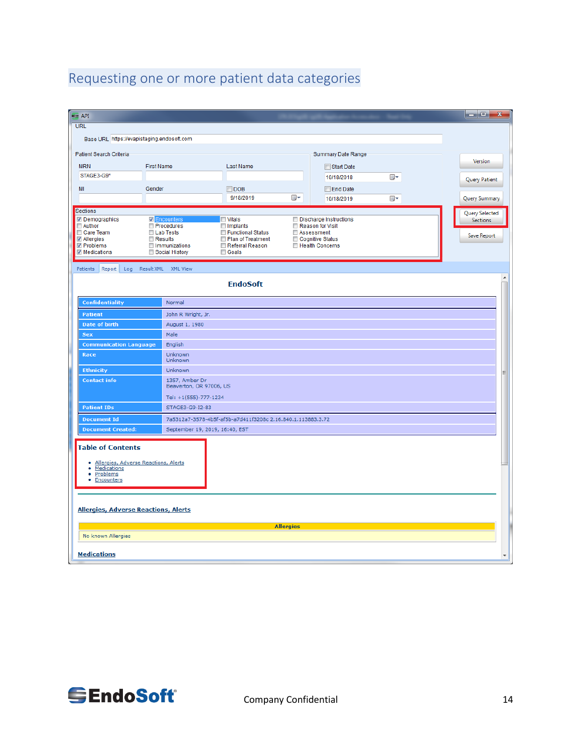## Requesting one or more patient data categories

API

URL

Base URL https://evapistaging.endosoft.com

Patient Search Criteria

| MRN | First Name | Last Name |
|---|---|---|
| STAGE3-G9* | | |

| MI | Gender | DOB |
|---|---|---|
| | | 9/18/2019 |

Summary Date Range

- Start Date: 10/18/2018
- End Date: 10/18/2019

Version | Query Patient | Query Summary | Query Selected Sections | Save Report

Sections

| | | | |
|---|---|---|---|
| ☑ Demographics | ☑ Encounters | ☐ Vitals | ☐ Discharge Instructions |
| ☐ Author | ☐ Procedures | ☐ Implants | ☐ Reason for Visit |
| ☐ Care Team | ☐ Lab Tests | ☐ Functional Status | ☐ Assessment |
| ☑ Allergies | ☐ Results | ☐ Plan of Treatment | ☐ Cognitive Status |
| ☑ Problems | ☐ Immunizations | ☐ Referral Reason | ☐ Health Concerns |
| ☑ Medications | ☐ Social History | ☐ Goals | |

Patients | Report | Log | Result XML | XML View

**EndoSoft**

| | |
|---|---|
| Confidentiality | Normal |
| Patient | John R Wright, Jr. |
| Date of birth | August 1, 1980 |
| Sex | Male |
| Communication Language | English |
| Race | Unknown Unknown |
| Ethnicity | Unknown |
| Contact info | 1357, Amber Dr Beaverton, OR 97006, US Tel: +1(555)-777-1234 |
| Patient IDs | STAGE3-G9-I2-83 |
| Document Id | 7a5312a7-3578-4b5f-af5b-a7d411f3208c 2.16.840.1.113883.3.72 |
| Document Created: | September 19, 2019, 16:40, EST |

**Table of Contents**

- Allergies, Adverse Reactions, Alerts
- Medications
- Problems
- Encounters

**Allergies, Adverse Reactions, Alerts**

| Allergies |
|---|
| No known Allergies |

**Medications**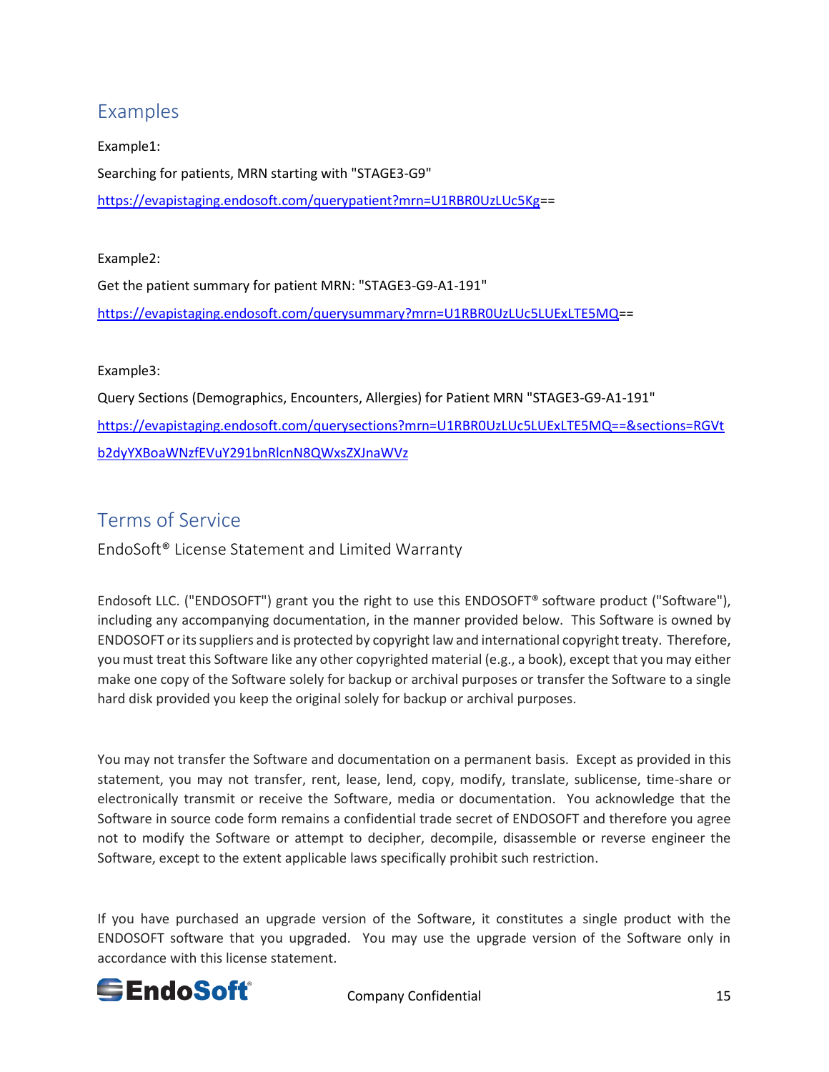## Examples

Example1:

Searching for patients, MRN starting with "STAGE3-G9"

https://evapistaging.endosoft.com/querypatient?mrn=U1RBR0UzLUc5Kg==

Example2:

Get the patient summary for patient MRN: "STAGE3-G9-A1-191"

https://evapistaging.endosoft.com/querysummary?mrn=U1RBR0UzLUc5LUExLTE5MQ==

Example3:

Query Sections (Demographics, Encounters, Allergies) for Patient MRN "STAGE3-G9-A1-191"

https://evapistaging.endosoft.com/querysections?mrn=U1RBR0UzLUc5LUExLTE5MQ==&sections=RGVtb2dyYXBoaWNzfEVuY291bnRlcnN8QWxsZXJnaWVz

## Terms of Service

### EndoSoft® License Statement and Limited Warranty

Endosoft LLC. ("ENDOSOFT") grant you the right to use this ENDOSOFT® software product ("Software"), including any accompanying documentation, in the manner provided below. This Software is owned by ENDOSOFT or its suppliers and is protected by copyright law and international copyright treaty. Therefore, you must treat this Software like any other copyrighted material (e.g., a book), except that you may either make one copy of the Software solely for backup or archival purposes or transfer the Software to a single hard disk provided you keep the original solely for backup or archival purposes.

You may not transfer the Software and documentation on a permanent basis. Except as provided in this statement, you may not transfer, rent, lease, lend, copy, modify, translate, sublicense, time-share or electronically transmit or receive the Software, media or documentation. You acknowledge that the Software in source code form remains a confidential trade secret of ENDOSOFT and therefore you agree not to modify the Software or attempt to decipher, decompile, disassemble or reverse engineer the Software, except to the extent applicable laws specifically prohibit such restriction.

If you have purchased an upgrade version of the Software, it constitutes a single product with the ENDOSOFT software that you upgraded. You may use the upgrade version of the Software only in accordance with this license statement.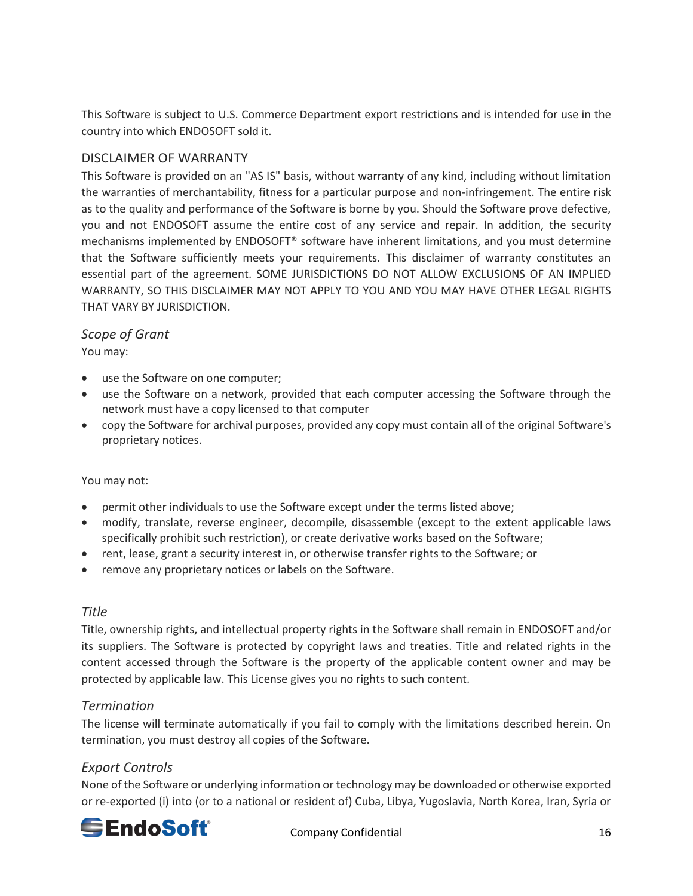This Software is subject to U.S. Commerce Department export restrictions and is intended for use in the country into which ENDOSOFT sold it.

## DISCLAIMER OF WARRANTY

This Software is provided on an "AS IS" basis, without warranty of any kind, including without limitation the warranties of merchantability, fitness for a particular purpose and non-infringement. The entire risk as to the quality and performance of the Software is borne by you. Should the Software prove defective, you and not ENDOSOFT assume the entire cost of any service and repair. In addition, the security mechanisms implemented by ENDOSOFT® software have inherent limitations, and you must determine that the Software sufficiently meets your requirements. This disclaimer of warranty constitutes an essential part of the agreement. SOME JURISDICTIONS DO NOT ALLOW EXCLUSIONS OF AN IMPLIED WARRANTY, SO THIS DISCLAIMER MAY NOT APPLY TO YOU AND YOU MAY HAVE OTHER LEGAL RIGHTS THAT VARY BY JURISDICTION.

### *Scope of Grant*

You may:

- use the Software on one computer;
- use the Software on a network, provided that each computer accessing the Software through the network must have a copy licensed to that computer
- copy the Software for archival purposes, provided any copy must contain all of the original Software's proprietary notices.

You may not:

- permit other individuals to use the Software except under the terms listed above;
- modify, translate, reverse engineer, decompile, disassemble (except to the extent applicable laws specifically prohibit such restriction), or create derivative works based on the Software;
- rent, lease, grant a security interest in, or otherwise transfer rights to the Software; or
- remove any proprietary notices or labels on the Software.

### *Title*

Title, ownership rights, and intellectual property rights in the Software shall remain in ENDOSOFT and/or its suppliers. The Software is protected by copyright laws and treaties. Title and related rights in the content accessed through the Software is the property of the applicable content owner and may be protected by applicable law. This License gives you no rights to such content.

### *Termination*

The license will terminate automatically if you fail to comply with the limitations described herein. On termination, you must destroy all copies of the Software.

### *Export Controls*

None of the Software or underlying information or technology may be downloaded or otherwise exported or re-exported (i) into (or to a national or resident of) Cuba, Libya, Yugoslavia, North Korea, Iran, Syria or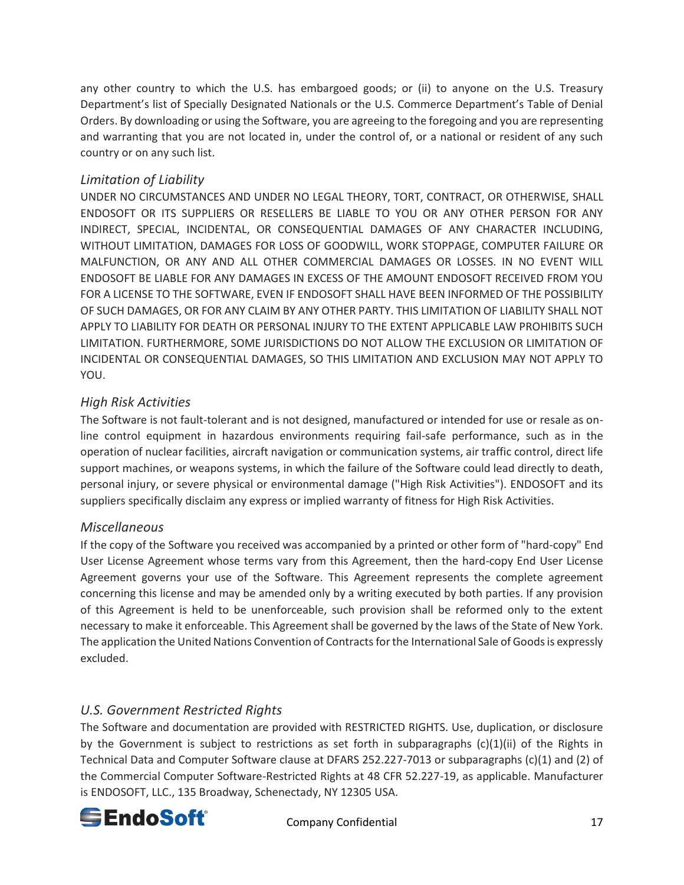any other country to which the U.S. has embargoed goods; or (ii) to anyone on the U.S. Treasury Department's list of Specially Designated Nationals or the U.S. Commerce Department's Table of Denial Orders. By downloading or using the Software, you are agreeing to the foregoing and you are representing and warranting that you are not located in, under the control of, or a national or resident of any such country or on any such list.

### *Limitation of Liability*

UNDER NO CIRCUMSTANCES AND UNDER NO LEGAL THEORY, TORT, CONTRACT, OR OTHERWISE, SHALL ENDOSOFT OR ITS SUPPLIERS OR RESELLERS BE LIABLE TO YOU OR ANY OTHER PERSON FOR ANY INDIRECT, SPECIAL, INCIDENTAL, OR CONSEQUENTIAL DAMAGES OF ANY CHARACTER INCLUDING, WITHOUT LIMITATION, DAMAGES FOR LOSS OF GOODWILL, WORK STOPPAGE, COMPUTER FAILURE OR MALFUNCTION, OR ANY AND ALL OTHER COMMERCIAL DAMAGES OR LOSSES. IN NO EVENT WILL ENDOSOFT BE LIABLE FOR ANY DAMAGES IN EXCESS OF THE AMOUNT ENDOSOFT RECEIVED FROM YOU FOR A LICENSE TO THE SOFTWARE, EVEN IF ENDOSOFT SHALL HAVE BEEN INFORMED OF THE POSSIBILITY OF SUCH DAMAGES, OR FOR ANY CLAIM BY ANY OTHER PARTY. THIS LIMITATION OF LIABILITY SHALL NOT APPLY TO LIABILITY FOR DEATH OR PERSONAL INJURY TO THE EXTENT APPLICABLE LAW PROHIBITS SUCH LIMITATION. FURTHERMORE, SOME JURISDICTIONS DO NOT ALLOW THE EXCLUSION OR LIMITATION OF INCIDENTAL OR CONSEQUENTIAL DAMAGES, SO THIS LIMITATION AND EXCLUSION MAY NOT APPLY TO YOU.

### *High Risk Activities*

The Software is not fault-tolerant and is not designed, manufactured or intended for use or resale as on-line control equipment in hazardous environments requiring fail-safe performance, such as in the operation of nuclear facilities, aircraft navigation or communication systems, air traffic control, direct life support machines, or weapons systems, in which the failure of the Software could lead directly to death, personal injury, or severe physical or environmental damage ("High Risk Activities"). ENDOSOFT and its suppliers specifically disclaim any express or implied warranty of fitness for High Risk Activities.

### *Miscellaneous*

If the copy of the Software you received was accompanied by a printed or other form of "hard-copy" End User License Agreement whose terms vary from this Agreement, then the hard-copy End User License Agreement governs your use of the Software. This Agreement represents the complete agreement concerning this license and may be amended only by a writing executed by both parties. If any provision of this Agreement is held to be unenforceable, such provision shall be reformed only to the extent necessary to make it enforceable. This Agreement shall be governed by the laws of the State of New York. The application the United Nations Convention of Contracts for the International Sale of Goods is expressly excluded.

### *U.S. Government Restricted Rights*

The Software and documentation are provided with RESTRICTED RIGHTS. Use, duplication, or disclosure by the Government is subject to restrictions as set forth in subparagraphs (c)(1)(ii) of the Rights in Technical Data and Computer Software clause at DFARS 252.227-7013 or subparagraphs (c)(1) and (2) of the Commercial Computer Software-Restricted Rights at 48 CFR 52.227-19, as applicable. Manufacturer is ENDOSOFT, LLC., 135 Broadway, Schenectady, NY 12305 USA.